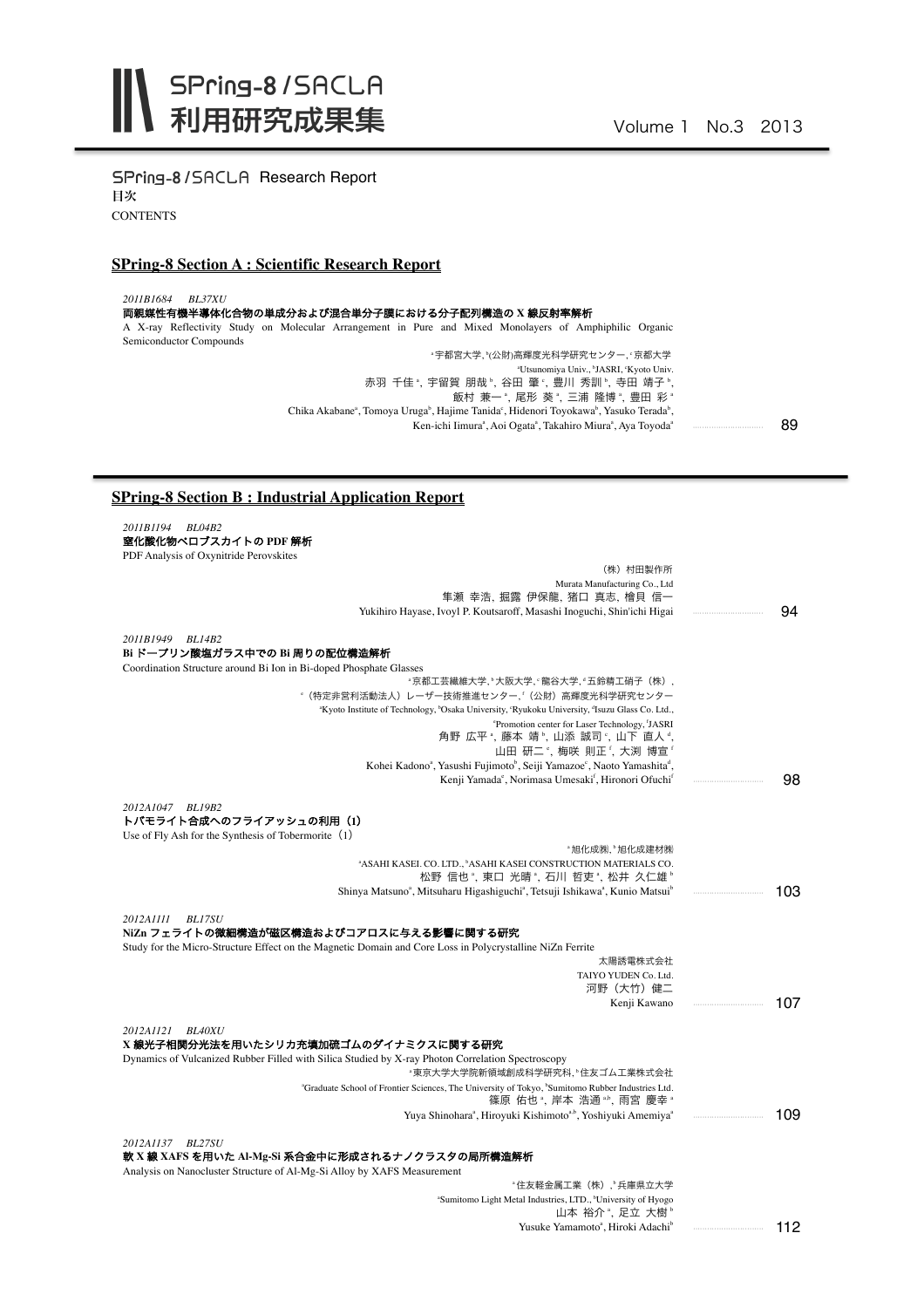# SPring-8 / SACLA 利用研究成果集

Volume 1 No.3 2013

SPring-8 / SACLA Research Report

目次

CONTENTS

## SPring-8 Section A : Scientific Research Report

*2011B1684 BL37XU*

**両親媒性有機半導体化合物の単成分および混合単分子膜における分子配列構造の X 線反射率解析**

A X-ray Reflectivity Study on Molecular Arrangement in Pure and Mixed Monolayers of Amphiphilic Organic Semiconductor Compounds

[a]宇都宮大学, [b](公財)高輝度光科学研究センター, [c]京都大学

[a]Utsunomiya Univ., [b]JASRI, [c]Kyoto Univ.

赤羽 千佳[a], 宇留賀 朋哉[b], 谷田 肇[c], 豊川 秀訓[b], 寺田 靖子[b], 飯村 兼一[a], 尾形 葵[a], 三浦 隆博[a], 豊田 彩[a]

Chika Akabane[a], Tomoya Uruga[b], Hajime Tanida[c], Hidenori Toyokawa[b], Yasuko Terada[b], Ken-ichi Iimura[a], Aoi Ogata[a], Takahiro Miura[a], Aya Toyoda[a] ..... 89

## SPring-8 Section B : Industrial Application Report

*2011B1194 BL04B2*

**窒化酸化物ペロブスカイトの PDF 解析**

PDF Analysis of Oxynitride Perovskites

（株）村田製作所

Murata Manufacturing Co., Ltd

隼瀬 幸浩, 掘露 伊保龍, 猪口 真志, 檜貝 信一

Yukihiro Hayase, Ivoyl P. Koutsaroff, Masashi Inoguchi, Shin'ichi Higai ..... 94

*2011B1949 BL14B2*

**Bi ドープリン酸塩ガラス中での Bi 周りの配位構造解析**

Coordination Structure around Bi Ion in Bi-doped Phosphate Glasses

[a]京都工芸繊維大学, [b]大阪大学, [c]龍谷大学, [d]五鈴精工硝子（株）, [e]（特定非営利活動法人）レーザー技術推進センター, [f]（公財）高輝度光科学研究センター

[a]Kyoto Institute of Technology, [b]Osaka University, [c]Ryukoku University, [d]Isuzu Glass Co. Ltd., [e]Promotion center for Laser Technology, [f]JASRI

角野 広平[a], 藤本 靖[b], 山添 誠司[c], 山下 直人[d], 山田 研二[e], 梅咲 則正[f], 大渕 博宣[f]

Kohei Kadono[a], Yasushi Fujimoto[b], Seiji Yamazoe[c], Naoto Yamashita[d], Kenji Yamada[e], Norimasa Umesaki[f], Hironori Ofuchi[f] ..... 98

*2012A1047 BL19B2*

**トバモライト合成へのフライアッシュの利用（I）**

Use of Fly Ash for the Synthesis of Tobermorite（1）

[a]旭化成㈱, [b]旭化成建材㈱

[a]ASAHI KASEI. CO. LTD., [b]ASAHI KASEI CONSTRUCTION MATERIALS CO.

松野 信也[a], 東口 光晴[a], 石川 哲吏[a], 松井 久仁雄[b]

Shinya Matsuno[a], Mitsuharu Higashiguchi[a], Tetsuji Ishikawa[a], Kunio Matsui[b] ..... 103

*2012A1111 BL17SU*

**NiZn フェライトの微細構造が磁区構造およびコアロスに与える影響に関する研究**

Study for the Micro-Structure Effect on the Magnetic Domain and Core Loss in Polycrystalline NiZn Ferrite

太陽誘電株式会社

TAIYO YUDEN Co. Ltd.

河野（大竹）健二

Kenji Kawano ..... 107

*2012A1121 BL40XU*

**X 線光子相関分光法を用いたシリカ充填加硫ゴムのダイナミクスに関する研究**

Dynamics of Vulcanized Rubber Filled with Silica Studied by X-ray Photon Correlation Spectroscopy

[a]東京大学大学院新領域創成科学研究科, [b]住友ゴム工業株式会社

[a]Graduate School of Frontier Sciences, The University of Tokyo, [b]Sumitomo Rubber Industries Ltd.

篠原 佑也[a], 岸本 浩通[a,b], 雨宮 慶幸[a]

Yuya Shinohara[a], Hiroyuki Kishimoto[a,b], Yoshiyuki Amemiya[a] ..... 109

*2012A1137 BL27SU*

**軟 X 線 XAFS を用いた Al-Mg-Si 系合金中に形成されるナノクラスタの局所構造解析**

Analysis on Nanocluster Structure of Al-Mg-Si Alloy by XAFS Measurement

[a]住友軽金属工業（株）, [b]兵庫県立大学

[a]Sumitomo Light Metal Industries, LTD., [b]University of Hyogo

山本 裕介[a], 足立 大樹[b]

Yusuke Yamamoto[a], Hiroki Adachi[b] ..... 112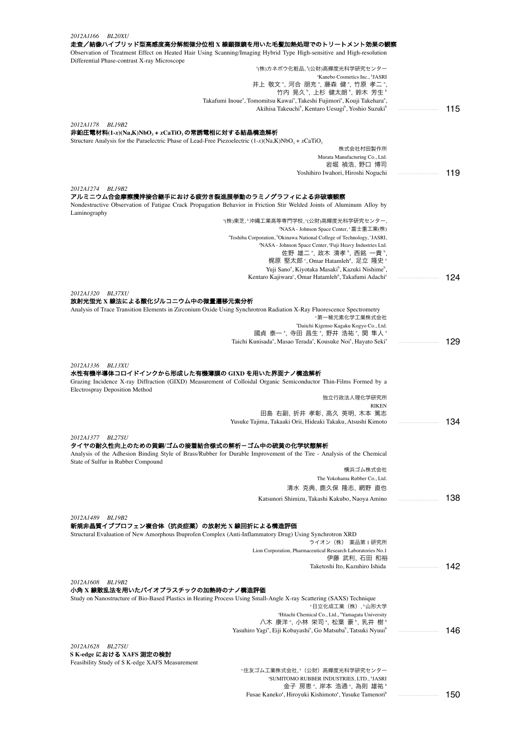*2012A1166　BL20XU*

**走査／結像ハイブリッド型高感度高分解能微分位相 X 線顕微鏡を用いた毛髪加熱処理でのトリートメント効果の観察**

Observation of Treatment Effect on Heated Hair Using Scanning/Imaging Hybrid Type High-sensitive and High-resolution Differential Phase-contrast X-ray Microscope

[a](株)カネボウ化粧品, [b](公財)高輝度光科学研究センター
[a]Kanebo Cosmetics Inc., [b]JASRI
井上 敬文[a], 河合 朋充[a], 藤森 健[a], 竹原 孝二[a], 竹内 晃久[b], 上杉 健太朗[b], 鈴木 芳生[b]
Takafumi Inoue[a], Tomomitsu Kawai[a], Takeshi Fujimori[a], Kouji Takehara[a], Akihisa Takeuchi[b], Kentaro Uesugi[b], Yoshio Suzuki[b] ………… 115

*2012A1178　BL19B2*

**非鉛圧電材料(1-$x$)(Na,K)$NbO_3$ + $x$$CaTiO_3$ の常誘電相に対する結晶構造解析**

Structure Analysis for the Paraelectric Phase of Lead-Free Piezoelectric (1-$x$)(Na,K)$NbO_3$ + $x$$CaTiO_3$

株式会社村田製作所
Murata Manufacturing Co., Ltd.
岩堀 禎浩, 野口 博司
Yoshihiro Iwahori, Hiroshi Noguchi ………… 119

*2012A1274　BL19B2*

**アルミニウム合金摩擦攪拌接合継手における疲労き裂進展挙動のラミノグラフィによる非破壊観察**

Nondestructive Observation of Fatigue Crack Propagation Behavior in Friction Stir Welded Joints of Aluminum Alloy by Laminography

[a](株)東芝, [b]沖縄工業高等専門学校, [c](公財)高輝度光科学研究センター, [d]NASA - Johnson Space Center, [e]富士重工業(株)
[a]Toshiba Corporation, [b]Okinawa National College of Technology, [c]JASRI, [d]NASA - Johnson Space Center, [e]Fuji Heavy Industries Ltd.
佐野 雄二[a], 政木 清孝[b], 西銘 一貴[b], 梶原 堅太郎[c], Omar Hatamleh[d], 足立 隆史[e]
Yuji Sano[a], Kiyotaka Masaki[b], Kazuki Nishime[b], Kentaro Kajiwara[c], Omar Hatamleh[d], Takafumi Adachi[e] ………… 124

*2012A1320　BL37XU*

**放射光蛍光 X 線法による酸化ジルコニウム中の微量遷移元素分析**

Analysis of Trace Transition Elements in Zirconium Oxide Using Synchrotron Radiation X-Ray Fluorescence Spectrometry

[a]第一稀元素化学工業株式会社
[a]Daiichi Kigenso Kagaku Kogyo Co., Ltd.
國貞 泰一[a], 寺田 昌生[a], 野井 浩祐[a], 関 隼人[a]
Taichi Kunisada[a], Masao Terada[a], Kousuke Noi[a], Hayato Seki[a] ………… 129

*2012A1336　BL13XU*

**水性有機半導体コロイドインクから形成した有機薄膜の GIXD を用いた界面ナノ構造解析**

Grazing Incidence X-ray Diffraction (GIXD) Measurement of Colloidal Organic Semiconductor Thin-Films Formed by a Electrospray Deposition Method

独立行政法人理化学研究所
RIKEN
田島 右副, 折井 孝彰, 高久 英明, 木本 篤志
Yusuke Tajima, Takaaki Orii, Hideaki Takaku, Atsushi Kimoto ………… 134

*2012A1377　BL27SU*

**タイヤの耐久性向上のための黄銅/ゴムの接着結合様式の解析－ゴム中の硫黄の化学状態解析**

Analysis of the Adhesion Binding Style of Brass/Rubber for Durable Improvement of the Tire - Analysis of the Chemical State of Sulfur in Rubber Compound

横浜ゴム株式会社
The Yokohama Rubber Co., Ltd.
清水 克典, 鹿久保 隆志, 網野 直也
Katsunori Shimizu, Takashi Kakubo, Naoya Amino ………… 138

*2012A1489　BL19B2*

**新規非晶質イブプロフェン複合体（抗炎症薬）の放射光 X 線回折による構造評価**

Structural Evaluation of New Amorphous Ibuprofen Complex (Anti-Inflammatory Drug) Using Synchrotron XRD

ライオン（株） 薬品第 1 研究所
Lion Corporation, Pharmaceutical Research Laboratories No.1
伊藤 武利, 石田 和裕
Taketoshi Ito, Kazuhiro Ishida ………… 142

*2012A1608　BL19B2*

**小角 X 線散乱法を用いたバイオプラスチックの加熱時のナノ構造評価**

Study on Nanostructure of Bio-Based Plastics in Heating Process Using Small-Angle X-ray Scattering (SAXS) Technique

[a]日立化成工業（株）, [b]山形大学
[a]Hitachi Chemical Co., Ltd., [b]Yamagata University
八木 康洋[a], 小林 栄司[a], 松葉 豪[b], 乳井 樹[b]
Yasuhiro Yagi[a], Eiji Kobayashi[a], Go Matsuba[b], Tatsuki Nyuui[b] ………… 146

*2012A1628　BL27SU*

**S K-edge における XAFS 測定の検討**

Feasibility Study of S K-edge XAFS Measurement

[a]住友ゴム工業株式会社, [b]（公財）高輝度光科学研究センター
[a]SUMITOMO RUBBER INDUSTRIES, LTD., [b]JASRI
金子 房恵[a], 岸本 浩通[a], 為則 雄祐[b]
Fusae Kaneko[a], Hiroyuki Kishimoto[a], Yusuke Tamenori[b] ………… 150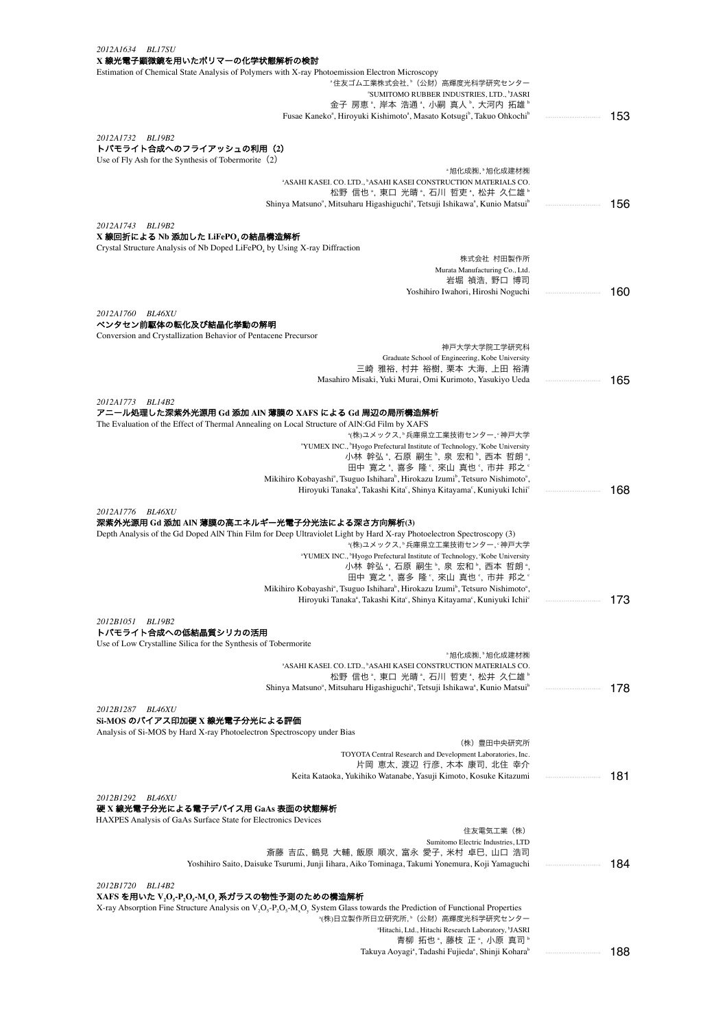*2012A1634　BL17SU*

**X 線光電子顕微鏡を用いたポリマーの化学状態解析の検討**

Estimation of Chemical State Analysis of Polymers with X-ray Photoemission Electron Microscopy

[a]住友ゴム工業株式会社, [b]（公財）高輝度光科学研究センター
[a]SUMITOMO RUBBER INDUSTRIES, LTD., [b]JASRI
金子 房恵[a], 岸本 浩通[a], 小嗣 真人[b], 大河内 拓雄[b]
Fusae Kaneko[a], Hiroyuki Kishimoto[a], Masato Kotsugi[b], Takuo Ohkochi[b] ……… 153

*2012A1732　BL19B2*

**トバモライト合成へのフライアッシュの利用（2）**

Use of Fly Ash for the Synthesis of Tobermorite（2）

[a]旭化成㈱, [b]旭化成建材㈱
[a]ASAHI KASEI. CO. LTD., [b]ASAHI KASEI CONSTRUCTION MATERIALS CO.
松野 信也[a], 東口 光晴[a], 石川 哲吏[a], 松井 久仁雄[b]
Shinya Matsuno[a], Mitsuharu Higashiguchi[a], Tetsuji Ishikawa[a], Kunio Matsui[b] ……… 156

*2012A1743　BL19B2*

**X 線回折による Nb 添加した $LiFePO_4$ の結晶構造解析**

Crystal Structure Analysis of Nb Doped $LiFePO_4$ by Using X-ray Diffraction

株式会社 村田製作所
Murata Manufacturing Co., Ltd.
岩堀 禎浩, 野口 博司
Yoshihiro Iwahori, Hiroshi Noguchi ……… 160

*2012A1760　BL46XU*

**ペンタセン前駆体の転化及び結晶化挙動の解明**

Conversion and Crystallization Behavior of Pentacene Precursor

神戸大学大学院工学研究科
Graduate School of Engineering, Kobe University
三崎 雅裕, 村井 裕樹, 栗本 大海, 上田 裕清
Masahiro Misaki, Yuki Murai, Omi Kurimoto, Yasukiyo Ueda ……… 165

*2012A1773　BL14B2*

**アニール処理した深紫外光源用 Gd 添加 AlN 薄膜の XAFS による Gd 周辺の局所構造解析**

The Evaluation of the Effect of Thermal Annealing on Local Structure of AlN:Gd Film by XAFS

[a](株)ユメックス, [b]兵庫県立工業技術センター, [c]神戸大学
[a]YUMEX INC., [b]Hyogo Prefectural Institute of Technology, [c]Kobe University
小林 幹弘[a], 石原 嗣生[b], 泉 宏和[b], 西本 哲朗[a],
田中 寛之[a], 喜多 隆[c], 來山 真也[c], 市井 邦之[c]
Mikihiro Kobayashi[a], Tsuguo Ishihara[b], Hirokazu Izumi[b], Tetsuro Nishimoto[a],
Hiroyuki Tanaka[a], Takashi Kita[c], Shinya Kitayama[c], Kuniyuki Ichii[c] ……… 168

*2012A1776　BL46XU*

**深紫外光源用 Gd 添加 AlN 薄膜の高エネルギー光電子分光法による深さ方向解析(3)**

Depth Analysis of the Gd Doped AlN Thin Film for Deep Ultraviolet Light by Hard X-ray Photoelectron Spectroscopy (3)

[a](株)ユメックス, [b]兵庫県立工業技術センター, [c]神戸大学
[a]YUMEX INC., [b]Hyogo Prefectural Institute of Technology, [c]Kobe University
小林 幹弘[a], 石原 嗣生[b], 泉 宏和[b], 西本 哲朗[a],
田中 寛之[a], 喜多 隆[c], 來山 真也[c], 市井 邦之[c]
Mikihiro Kobayashi[a], Tsuguo Ishihara[b], Hirokazu Izumi[b], Tetsuro Nishimoto[a],
Hiroyuki Tanaka[a], Takashi Kita[c], Shinya Kitayama[c], Kuniyuki Ichii[c] ……… 173

*2012B1051　BL19B2*

**トバモライト合成への低結晶質シリカの活用**

Use of Low Crystalline Silica for the Synthesis of Tobermorite

[a]旭化成㈱, [b]旭化成建材㈱
[a]ASAHI KASEI. CO. LTD., [b]ASAHI KASEI CONSTRUCTION MATERIALS CO.
松野 信也[a], 東口 光晴[a], 石川 哲吏[a], 松井 久仁雄[b]
Shinya Matsuno[a], Mitsuharu Higashiguchi[a], Tetsuji Ishikawa[a], Kunio Matsui[b] ……… 178

*2012B1287　BL46XU*

**Si-MOS のバイアス印加硬 X 線電子分光による評価**

Analysis of Si-MOS by Hard X-ray Photoelectron Spectroscopy under Bias

（株）豊田中央研究所
TOYOTA Central Research and Development Laboratories, Inc.
片岡 恵太, 渡辺 行彦, 木本 康司, 北住 幸介
Keita Kataoka, Yukihiko Watanabe, Yasuji Kimoto, Kosuke Kitazumi ……… 181

*2012B1292　BL46XU*

**硬 X 線電子分光による電子デバイス用 GaAs 表面の状態解析**

HAXPES Analysis of GaAs Surface State for Electronics Devices

住友電気工業（株）
Sumitomo Electric Industries, LTD
斎藤 吉広, 鶴見 大輔, 飯原 順次, 富永 愛子, 米村 卓巳, 山口 浩司
Yoshihiro Saito, Daisuke Tsurumi, Junji Iihara, Aiko Tominaga, Takumi Yonemura, Koji Yamaguchi ……… 184

*2012B1720　BL14B2*

**XAFS を用いた $V_2O_5$-$P_2O_5$-$M_xO_y$ 系ガラスの物性予測のための構造解析**

X-ray Absorption Fine Structure Analysis on $V_2O_5$-$P_2O_5$-$M_xO_y$ System Glass towards the Prediction of Functional Properties

[a](株)日立製作所日立研究所, [b]（公財）高輝度光科学研究センター
[a]Hitachi, Ltd., Hitachi Research Laboratory, [b]JASRI
青柳 拓也[a], 藤枝 正[a], 小原 真司[b]
Takuya Aoyagi[a], Tadashi Fujieda[a], Shinji Kohara[b] ……… 188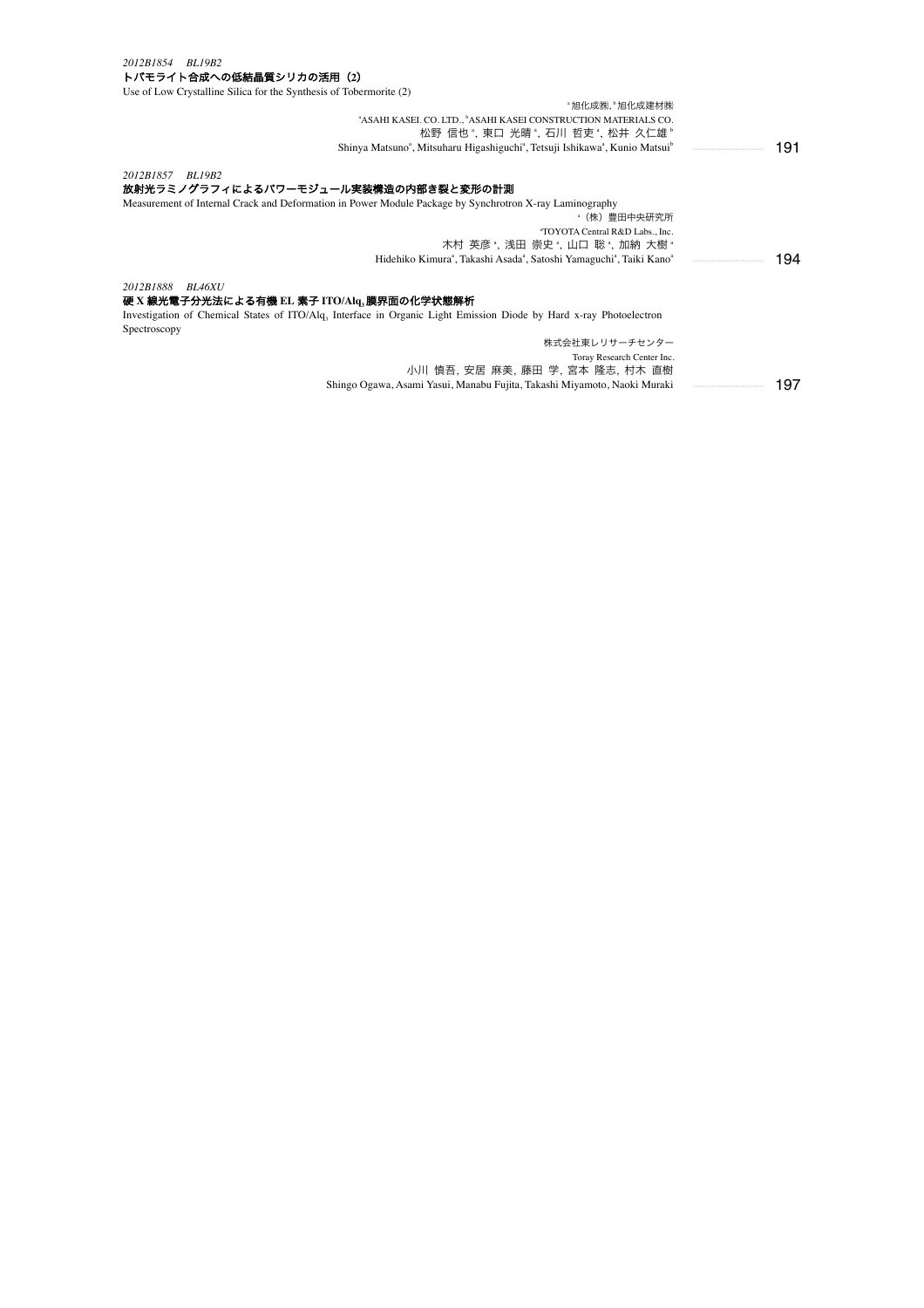*2012B1854　BL19B2*

**トバモライト合成への低結晶質シリカの活用（2）**

Use of Low Crystalline Silica for the Synthesis of Tobermorite (2)

[a]旭化成㈱, [b]旭化成建材㈱

[a]ASAHI KASEI. CO. LTD., [b]ASAHI KASEI CONSTRUCTION MATERIALS CO.

松野 信也[a], 東口 光晴[a], 石川 哲吏[a], 松井 久仁雄[b]

Shinya Matsuno[a], Mitsuharu Higashiguchi[a], Tetsuji Ishikawa[a], Kunio Matsui[b] …………………… 191

*2012B1857　BL19B2*

**放射光ラミノグラフィによるパワーモジュール実装構造の内部き裂と変形の計測**

Measurement of Internal Crack and Deformation in Power Module Package by Synchrotron X-ray Laminography

[a]（株）豊田中央研究所

[a]TOYOTA Central R&D Labs., Inc.

木村 英彦[a], 浅田 崇史[a], 山口 聡[a], 加納 大樹[a]

Hidehiko Kimura[a], Takashi Asada[a], Satoshi Yamaguchi[a], Taiki Kano[a] …………………… 194

*2012B1888　BL46XU*

**硬 X 線光電子分光法による有機 EL 素子 ITO/$Alq_3$ 膜界面の化学状態解析**

Investigation of Chemical States of ITO/$Alq_3$ Interface in Organic Light Emission Diode by Hard x-ray Photoelectron Spectroscopy

株式会社東レリサーチセンター

Toray Research Center Inc.

小川 慎吾, 安居 麻美, 藤田 学, 宮本 隆志, 村木 直樹

Shingo Ogawa, Asami Yasui, Manabu Fujita, Takashi Miyamoto, Naoki Muraki …………………… 197